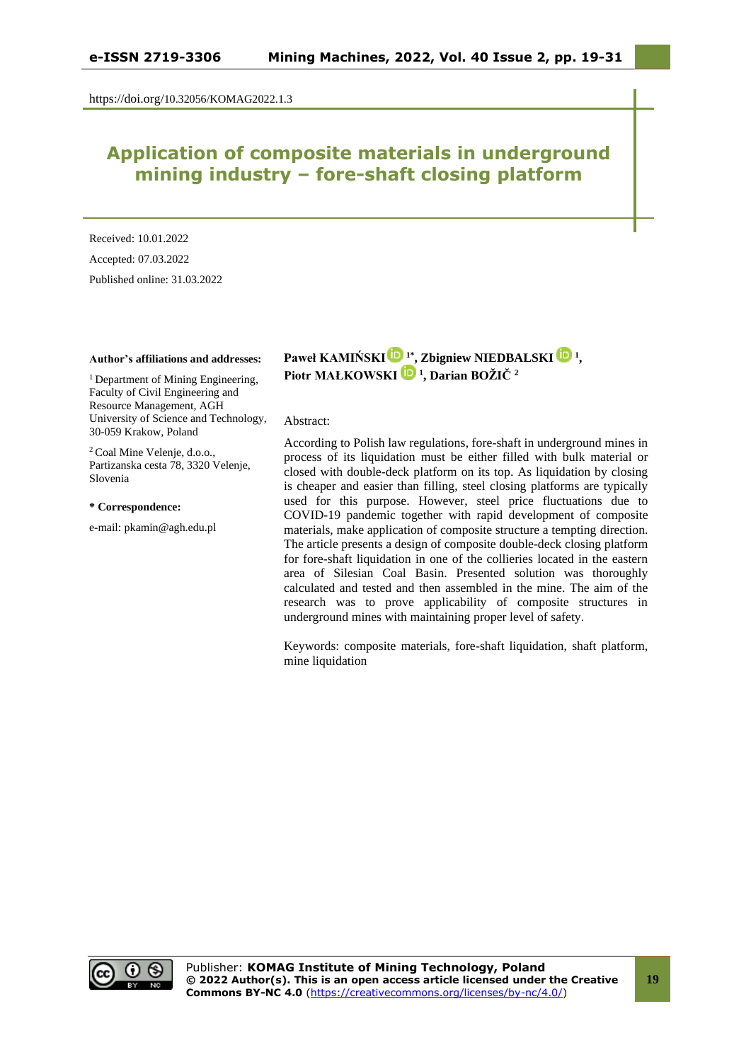https://doi.org/10.32056/KOMAG2022.1.3

# Application of composite materials in underground mining industry – fore-shaft closing platform

Received: 10.01.2022

Accepted: 07.03.2022

Published online: 31.03.2022

**Paweł KAMIŃSKI [1*], Zbigniew NIEDBALSKI [1], Piotr MAŁKOWSKI [1], Darian BOŽIČ [2]**

**Author's affiliations and addresses:**

[1] Department of Mining Engineering, Faculty of Civil Engineering and Resource Management, AGH University of Science and Technology, 30-059 Krakow, Poland

[2] Coal Mine Velenje, d.o.o., Partizanska cesta 78, 3320 Velenje, Slovenia

**\* Correspondence:**

e-mail: pkamin@agh.edu.pl

Abstract:

According to Polish law regulations, fore-shaft in underground mines in process of its liquidation must be either filled with bulk material or closed with double-deck platform on its top. As liquidation by closing is cheaper and easier than filling, steel closing platforms are typically used for this purpose. However, steel price fluctuations due to COVID-19 pandemic together with rapid development of composite materials, make application of composite structure a tempting direction. The article presents a design of composite double-deck closing platform for fore-shaft liquidation in one of the collieries located in the eastern area of Silesian Coal Basin. Presented solution was thoroughly calculated and tested and then assembled in the mine. The aim of the research was to prove applicability of composite structures in underground mines with maintaining proper level of safety.

Keywords: composite materials, fore-shaft liquidation, shaft platform, mine liquidation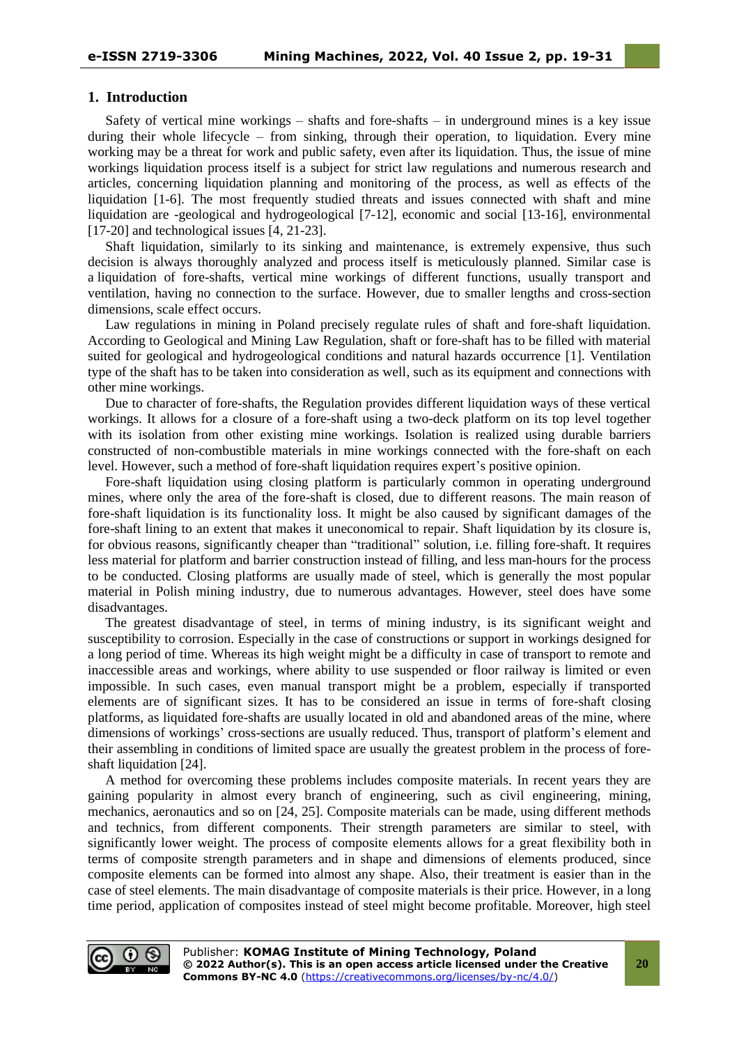## 1. Introduction

Safety of vertical mine workings – shafts and fore-shafts – in underground mines is a key issue during their whole lifecycle – from sinking, through their operation, to liquidation. Every mine working may be a threat for work and public safety, even after its liquidation. Thus, the issue of mine workings liquidation process itself is a subject for strict law regulations and numerous research and articles, concerning liquidation planning and monitoring of the process, as well as effects of the liquidation [1-6]. The most frequently studied threats and issues connected with shaft and mine liquidation are -geological and hydrogeological [7-12], economic and social [13-16], environmental [17-20] and technological issues [4, 21-23].

Shaft liquidation, similarly to its sinking and maintenance, is extremely expensive, thus such decision is always thoroughly analyzed and process itself is meticulously planned. Similar case is a liquidation of fore-shafts, vertical mine workings of different functions, usually transport and ventilation, having no connection to the surface. However, due to smaller lengths and cross-section dimensions, scale effect occurs.

Law regulations in mining in Poland precisely regulate rules of shaft and fore-shaft liquidation. According to Geological and Mining Law Regulation, shaft or fore-shaft has to be filled with material suited for geological and hydrogeological conditions and natural hazards occurrence [1]. Ventilation type of the shaft has to be taken into consideration as well, such as its equipment and connections with other mine workings.

Due to character of fore-shafts, the Regulation provides different liquidation ways of these vertical workings. It allows for a closure of a fore-shaft using a two-deck platform on its top level together with its isolation from other existing mine workings. Isolation is realized using durable barriers constructed of non-combustible materials in mine workings connected with the fore-shaft on each level. However, such a method of fore-shaft liquidation requires expert's positive opinion.

Fore-shaft liquidation using closing platform is particularly common in operating underground mines, where only the area of the fore-shaft is closed, due to different reasons. The main reason of fore-shaft liquidation is its functionality loss. It might be also caused by significant damages of the fore-shaft lining to an extent that makes it uneconomical to repair. Shaft liquidation by its closure is, for obvious reasons, significantly cheaper than "traditional" solution, i.e. filling fore-shaft. It requires less material for platform and barrier construction instead of filling, and less man-hours for the process to be conducted. Closing platforms are usually made of steel, which is generally the most popular material in Polish mining industry, due to numerous advantages. However, steel does have some disadvantages.

The greatest disadvantage of steel, in terms of mining industry, is its significant weight and susceptibility to corrosion. Especially in the case of constructions or support in workings designed for a long period of time. Whereas its high weight might be a difficulty in case of transport to remote and inaccessible areas and workings, where ability to use suspended or floor railway is limited or even impossible. In such cases, even manual transport might be a problem, especially if transported elements are of significant sizes. It has to be considered an issue in terms of fore-shaft closing platforms, as liquidated fore-shafts are usually located in old and abandoned areas of the mine, where dimensions of workings' cross-sections are usually reduced. Thus, transport of platform's element and their assembling in conditions of limited space are usually the greatest problem in the process of fore-shaft liquidation [24].

A method for overcoming these problems includes composite materials. In recent years they are gaining popularity in almost every branch of engineering, such as civil engineering, mining, mechanics, aeronautics and so on [24, 25]. Composite materials can be made, using different methods and technics, from different components. Their strength parameters are similar to steel, with significantly lower weight. The process of composite elements allows for a great flexibility both in terms of composite strength parameters and in shape and dimensions of elements produced, since composite elements can be formed into almost any shape. Also, their treatment is easier than in the case of steel elements. The main disadvantage of composite materials is their price. However, in a long time period, application of composites instead of steel might become profitable. Moreover, high steel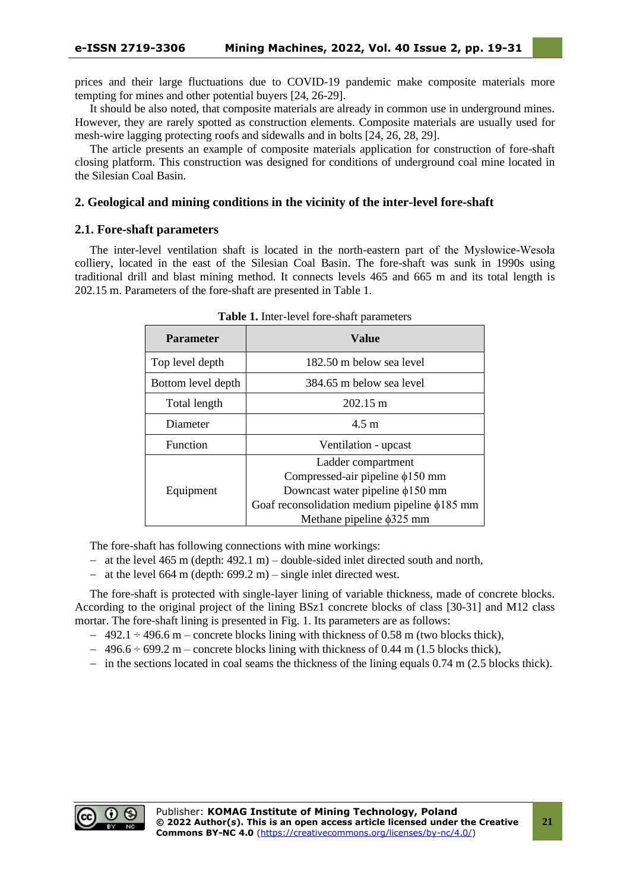prices and their large fluctuations due to COVID-19 pandemic make composite materials more tempting for mines and other potential buyers [24, 26-29].

It should be also noted, that composite materials are already in common use in underground mines. However, they are rarely spotted as construction elements. Composite materials are usually used for mesh-wire lagging protecting roofs and sidewalls and in bolts [24, 26, 28, 29].

The article presents an example of composite materials application for construction of fore-shaft closing platform. This construction was designed for conditions of underground coal mine located in the Silesian Coal Basin.

## 2. Geological and mining conditions in the vicinity of the inter-level fore-shaft

### 2.1. Fore-shaft parameters

The inter-level ventilation shaft is located in the north-eastern part of the Mysłowice-Wesoła colliery, located in the east of the Silesian Coal Basin. The fore-shaft was sunk in 1990s using traditional drill and blast mining method. It connects levels 465 and 665 m and its total length is 202.15 m. Parameters of the fore-shaft are presented in Table 1.

**Table 1.** Inter-level fore-shaft parameters

| Parameter | Value |
|---|---|
| Top level depth | 182.50 m below sea level |
| Bottom level depth | 384.65 m below sea level |
| Total length | 202.15 m |
| Diameter | 4.5 m |
| Function | Ventilation - upcast |
| Equipment | Ladder compartment<br>Compressed-air pipeline ϕ150 mm<br>Downcast water pipeline ϕ150 mm<br>Goaf reconsolidation medium pipeline ϕ185 mm<br>Methane pipeline ϕ325 mm |

The fore-shaft has following connections with mine workings:

- at the level 465 m (depth: 492.1 m) – double-sided inlet directed south and north,
- at the level 664 m (depth: 699.2 m) – single inlet directed west.

The fore-shaft is protected with single-layer lining of variable thickness, made of concrete blocks. According to the original project of the lining BSz1 concrete blocks of class [30-31] and M12 class mortar. The fore-shaft lining is presented in Fig. 1. Its parameters are as follows:

- 492.1 ÷ 496.6 m – concrete blocks lining with thickness of 0.58 m (two blocks thick),
- 496.6 ÷ 699.2 m – concrete blocks lining with thickness of 0.44 m (1.5 blocks thick),
- in the sections located in coal seams the thickness of the lining equals 0.74 m (2.5 blocks thick).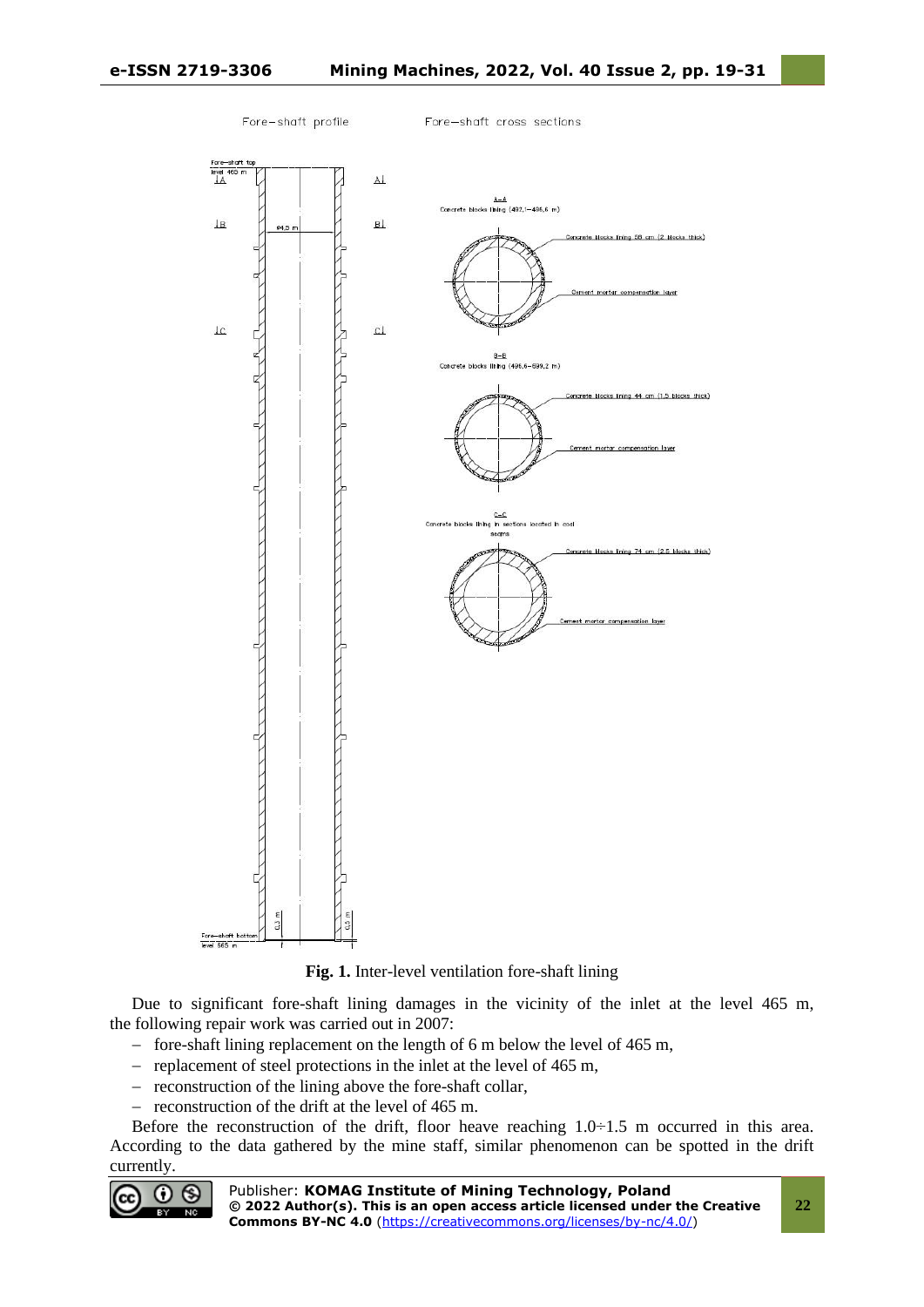**Fig. 1.** Inter-level ventilation fore-shaft lining

Due to significant fore-shaft lining damages in the vicinity of the inlet at the level 465 m, the following repair work was carried out in 2007:

- fore-shaft lining replacement on the length of 6 m below the level of 465 m,
- replacement of steel protections in the inlet at the level of 465 m,
- reconstruction of the lining above the fore-shaft collar,
- reconstruction of the drift at the level of 465 m.

Before the reconstruction of the drift, floor heave reaching 1.0÷1.5 m occurred in this area. According to the data gathered by the mine staff, similar phenomenon can be spotted in the drift currently.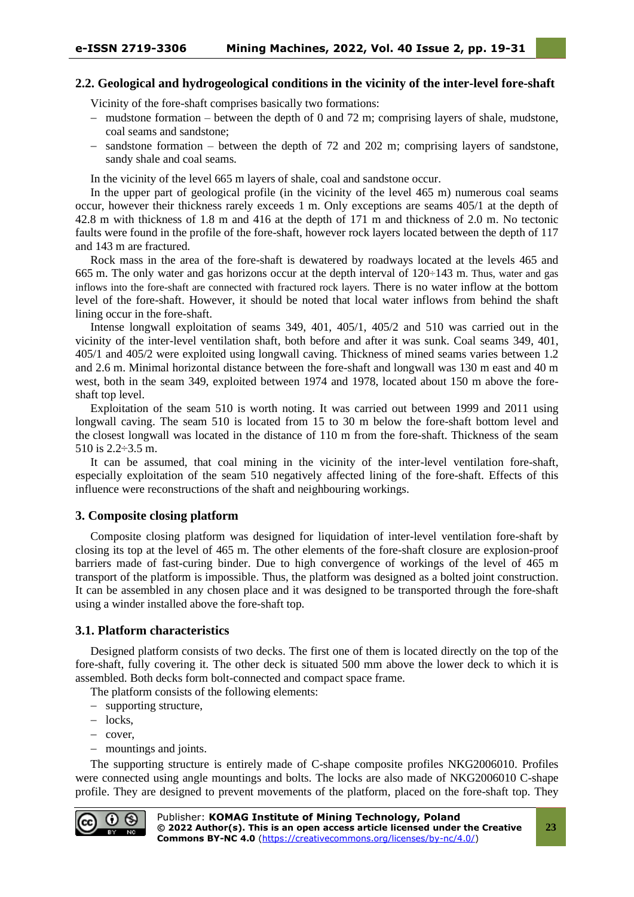## 2.2. Geological and hydrogeological conditions in the vicinity of the inter-level fore-shaft

Vicinity of the fore-shaft comprises basically two formations:

- mudstone formation – between the depth of 0 and 72 m; comprising layers of shale, mudstone, coal seams and sandstone;
- sandstone formation – between the depth of 72 and 202 m; comprising layers of sandstone, sandy shale and coal seams.

In the vicinity of the level 665 m layers of shale, coal and sandstone occur.

In the upper part of geological profile (in the vicinity of the level 465 m) numerous coal seams occur, however their thickness rarely exceeds 1 m. Only exceptions are seams 405/1 at the depth of 42.8 m with thickness of 1.8 m and 416 at the depth of 171 m and thickness of 2.0 m. No tectonic faults were found in the profile of the fore-shaft, however rock layers located between the depth of 117 and 143 m are fractured.

Rock mass in the area of the fore-shaft is dewatered by roadways located at the levels 465 and 665 m. The only water and gas horizons occur at the depth interval of 120÷143 m. Thus, water and gas inflows into the fore-shaft are connected with fractured rock layers. There is no water inflow at the bottom level of the fore-shaft. However, it should be noted that local water inflows from behind the shaft lining occur in the fore-shaft.

Intense longwall exploitation of seams 349, 401, 405/1, 405/2 and 510 was carried out in the vicinity of the inter-level ventilation shaft, both before and after it was sunk. Coal seams 349, 401, 405/1 and 405/2 were exploited using longwall caving. Thickness of mined seams varies between 1.2 and 2.6 m. Minimal horizontal distance between the fore-shaft and longwall was 130 m east and 40 m west, both in the seam 349, exploited between 1974 and 1978, located about 150 m above the fore-shaft top level.

Exploitation of the seam 510 is worth noting. It was carried out between 1999 and 2011 using longwall caving. The seam 510 is located from 15 to 30 m below the fore-shaft bottom level and the closest longwall was located in the distance of 110 m from the fore-shaft. Thickness of the seam 510 is 2.2÷3.5 m.

It can be assumed, that coal mining in the vicinity of the inter-level ventilation fore-shaft, especially exploitation of the seam 510 negatively affected lining of the fore-shaft. Effects of this influence were reconstructions of the shaft and neighbouring workings.

# 3. Composite closing platform

Composite closing platform was designed for liquidation of inter-level ventilation fore-shaft by closing its top at the level of 465 m. The other elements of the fore-shaft closure are explosion-proof barriers made of fast-curing binder. Due to high convergence of workings of the level of 465 m transport of the platform is impossible. Thus, the platform was designed as a bolted joint construction. It can be assembled in any chosen place and it was designed to be transported through the fore-shaft using a winder installed above the fore-shaft top.

## 3.1. Platform characteristics

Designed platform consists of two decks. The first one of them is located directly on the top of the fore-shaft, fully covering it. The other deck is situated 500 mm above the lower deck to which it is assembled. Both decks form bolt-connected and compact space frame.

The platform consists of the following elements:

- supporting structure,
- locks,
- cover,
- mountings and joints.

The supporting structure is entirely made of C-shape composite profiles NKG2006010. Profiles were connected using angle mountings and bolts. The locks are also made of NKG2006010 C-shape profile. They are designed to prevent movements of the platform, placed on the fore-shaft top. They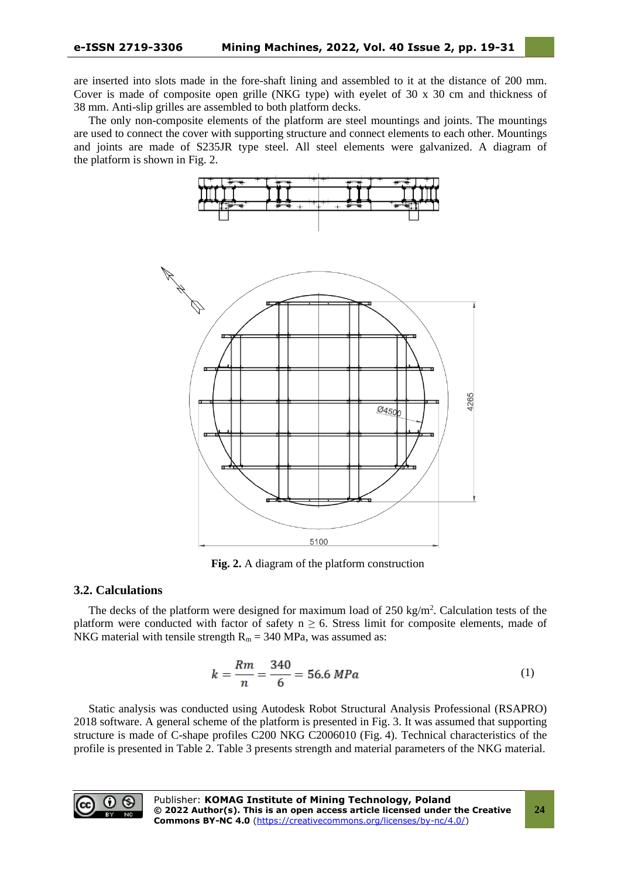are inserted into slots made in the fore-shaft lining and assembled to it at the distance of 200 mm. Cover is made of composite open grille (NKG type) with eyelet of 30 x 30 cm and thickness of 38 mm. Anti-slip grilles are assembled to both platform decks.

The only non-composite elements of the platform are steel mountings and joints. The mountings are used to connect the cover with supporting structure and connect elements to each other. Mountings and joints are made of S235JR type steel. All steel elements were galvanized. A diagram of the platform is shown in Fig. 2.

**Fig. 2.** A diagram of the platform construction

### 3.2. Calculations

The decks of the platform were designed for maximum load of 250 kg/m$^2$. Calculation tests of the platform were conducted with factor of safety $n \geq 6$. Stress limit for composite elements, made of NKG material with tensile strength $R_m = 340$ MPa, was assumed as:

$$k = \frac{Rm}{n} = \frac{340}{6} = 56.6\ MPa \tag{1}$$

Static analysis was conducted using Autodesk Robot Structural Analysis Professional (RSAPRO) 2018 software. A general scheme of the platform is presented in Fig. 3. It was assumed that supporting structure is made of C-shape profiles C200 NKG C2006010 (Fig. 4). Technical characteristics of the profile is presented in Table 2. Table 3 presents strength and material parameters of the NKG material.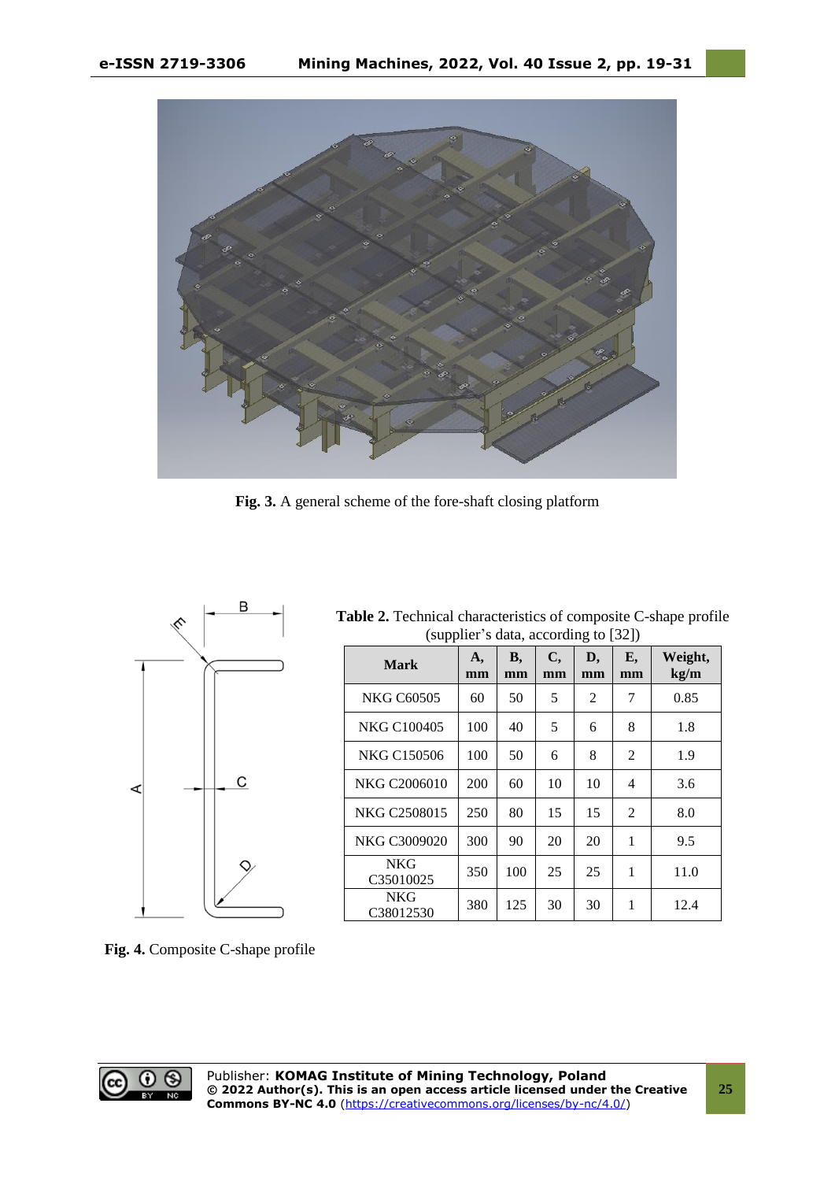Fig. 3. A general scheme of the fore-shaft closing platform

Fig. 4. Composite C-shape profile

**Table 2.** Technical characteristics of composite C-shape profile (supplier's data, according to [32])

| Mark | A, mm | B, mm | C, mm | D, mm | E, mm | Weight, kg/m |
|---|---|---|---|---|---|---|
| NKG C60505 | 60 | 50 | 5 | 2 | 7 | 0.85 |
| NKG C100405 | 100 | 40 | 5 | 6 | 8 | 1.8 |
| NKG C150506 | 100 | 50 | 6 | 8 | 2 | 1.9 |
| NKG C2006010 | 200 | 60 | 10 | 10 | 4 | 3.6 |
| NKG C2508015 | 250 | 80 | 15 | 15 | 2 | 8.0 |
| NKG C3009020 | 300 | 90 | 20 | 20 | 1 | 9.5 |
| NKG C35010025 | 350 | 100 | 25 | 25 | 1 | 11.0 |
| NKG C38012530 | 380 | 125 | 30 | 30 | 1 | 12.4 |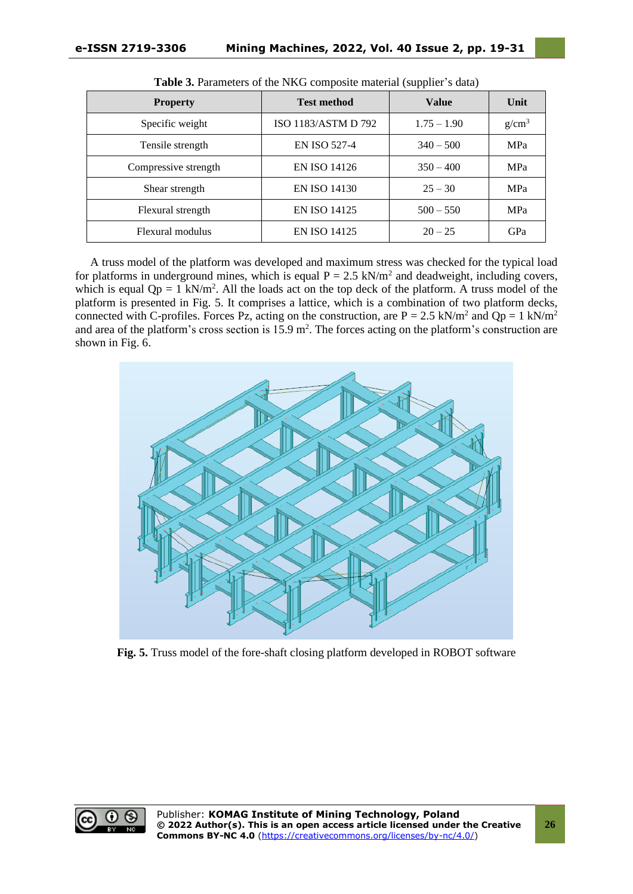**Table 3.** Parameters of the NKG composite material (supplier's data)

| Property | Test method | Value | Unit |
|---|---|---|---|
| Specific weight | ISO 1183/ASTM D 792 | 1.75 – 1.90 | g/cm$^3$ |
| Tensile strength | EN ISO 527-4 | 340 – 500 | MPa |
| Compressive strength | EN ISO 14126 | 350 – 400 | MPa |
| Shear strength | EN ISO 14130 | 25 – 30 | MPa |
| Flexural strength | EN ISO 14125 | 500 – 550 | MPa |
| Flexural modulus | EN ISO 14125 | 20 – 25 | GPa |

A truss model of the platform was developed and maximum stress was checked for the typical load for platforms in underground mines, which is equal P = 2.5 kN/m$^2$ and deadweight, including covers, which is equal Qp = 1 kN/m$^2$. All the loads act on the top deck of the platform. A truss model of the platform is presented in Fig. 5. It comprises a lattice, which is a combination of two platform decks, connected with C-profiles. Forces Pz, acting on the construction, are P = 2.5 kN/m$^2$ and Qp = 1 kN/m$^2$ and area of the platform's cross section is 15.9 m$^2$. The forces acting on the platform's construction are shown in Fig. 6.

**Fig. 5.** Truss model of the fore-shaft closing platform developed in ROBOT software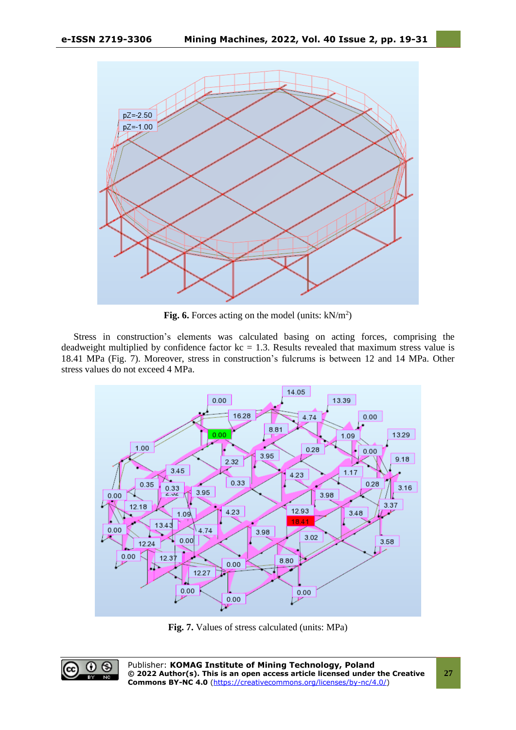**Fig. 6.** Forces acting on the model (units: kN/m$^2$)

Stress in construction's elements was calculated basing on acting forces, comprising the deadweight multiplied by confidence factor kc = 1.3. Results revealed that maximum stress value is 18.41 MPa (Fig. 7). Moreover, stress in construction's fulcrums is between 12 and 14 MPa. Other stress values do not exceed 4 MPa.

**Fig. 7.** Values of stress calculated (units: MPa)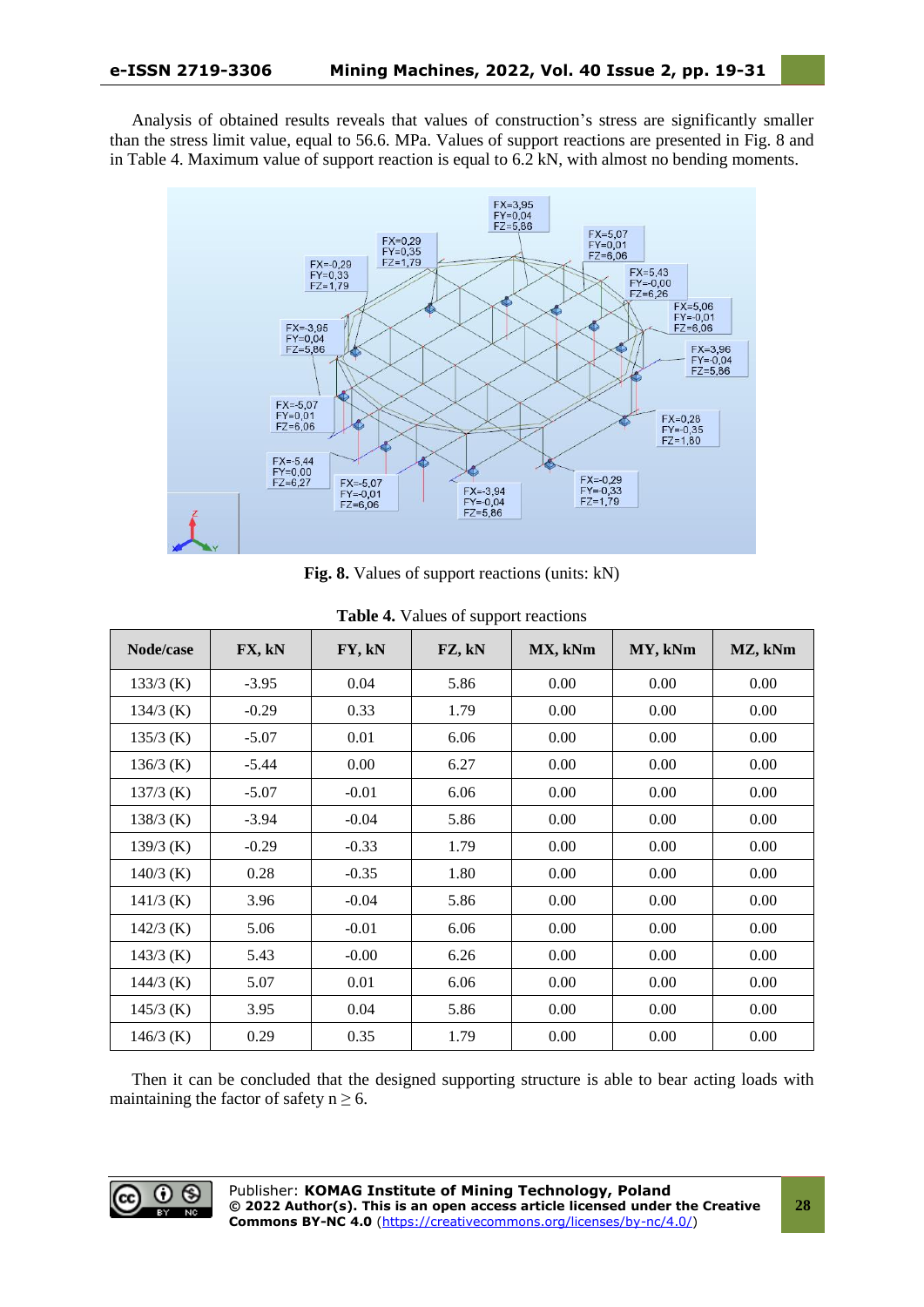Analysis of obtained results reveals that values of construction's stress are significantly smaller than the stress limit value, equal to 56.6. MPa. Values of support reactions are presented in Fig. 8 and in Table 4. Maximum value of support reaction is equal to 6.2 kN, with almost no bending moments.

**Fig. 8.** Values of support reactions (units: kN)

**Table 4.** Values of support reactions

| Node/case | FX, kN | FY, kN | FZ, kN | MX, kNm | MY, kNm | MZ, kNm |
|---|---|---|---|---|---|---|
| 133/3 (K) | -3.95 | 0.04 | 5.86 | 0.00 | 0.00 | 0.00 |
| 134/3 (K) | -0.29 | 0.33 | 1.79 | 0.00 | 0.00 | 0.00 |
| 135/3 (K) | -5.07 | 0.01 | 6.06 | 0.00 | 0.00 | 0.00 |
| 136/3 (K) | -5.44 | 0.00 | 6.27 | 0.00 | 0.00 | 0.00 |
| 137/3 (K) | -5.07 | -0.01 | 6.06 | 0.00 | 0.00 | 0.00 |
| 138/3 (K) | -3.94 | -0.04 | 5.86 | 0.00 | 0.00 | 0.00 |
| 139/3 (K) | -0.29 | -0.33 | 1.79 | 0.00 | 0.00 | 0.00 |
| 140/3 (K) | 0.28 | -0.35 | 1.80 | 0.00 | 0.00 | 0.00 |
| 141/3 (K) | 3.96 | -0.04 | 5.86 | 0.00 | 0.00 | 0.00 |
| 142/3 (K) | 5.06 | -0.01 | 6.06 | 0.00 | 0.00 | 0.00 |
| 143/3 (K) | 5.43 | -0.00 | 6.26 | 0.00 | 0.00 | 0.00 |
| 144/3 (K) | 5.07 | 0.01 | 6.06 | 0.00 | 0.00 | 0.00 |
| 145/3 (K) | 3.95 | 0.04 | 5.86 | 0.00 | 0.00 | 0.00 |
| 146/3 (K) | 0.29 | 0.35 | 1.79 | 0.00 | 0.00 | 0.00 |

Then it can be concluded that the designed supporting structure is able to bear acting loads with maintaining the factor of safety $n \geq 6$.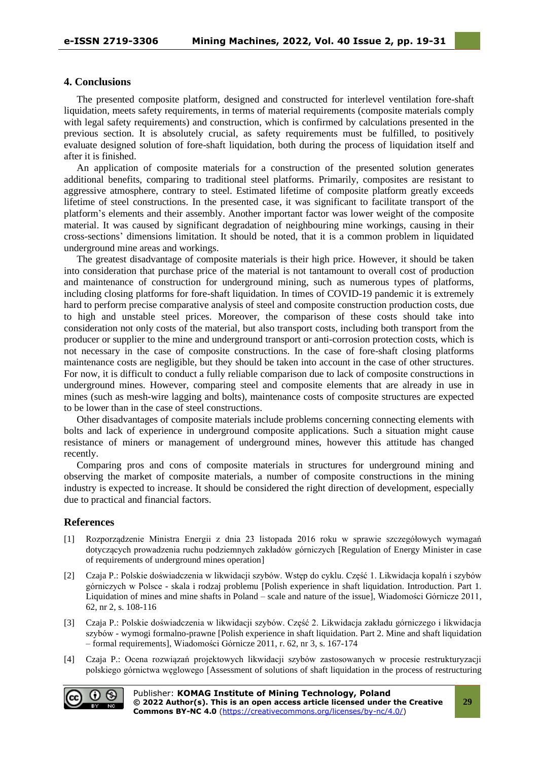## 4. Conclusions

The presented composite platform, designed and constructed for interlevel ventilation fore-shaft liquidation, meets safety requirements, in terms of material requirements (composite materials comply with legal safety requirements) and construction, which is confirmed by calculations presented in the previous section. It is absolutely crucial, as safety requirements must be fulfilled, to positively evaluate designed solution of fore-shaft liquidation, both during the process of liquidation itself and after it is finished.

An application of composite materials for a construction of the presented solution generates additional benefits, comparing to traditional steel platforms. Primarily, composites are resistant to aggressive atmosphere, contrary to steel. Estimated lifetime of composite platform greatly exceeds lifetime of steel constructions. In the presented case, it was significant to facilitate transport of the platform's elements and their assembly. Another important factor was lower weight of the composite material. It was caused by significant degradation of neighbouring mine workings, causing in their cross-sections' dimensions limitation. It should be noted, that it is a common problem in liquidated underground mine areas and workings.

The greatest disadvantage of composite materials is their high price. However, it should be taken into consideration that purchase price of the material is not tantamount to overall cost of production and maintenance of construction for underground mining, such as numerous types of platforms, including closing platforms for fore-shaft liquidation. In times of COVID-19 pandemic it is extremely hard to perform precise comparative analysis of steel and composite construction production costs, due to high and unstable steel prices. Moreover, the comparison of these costs should take into consideration not only costs of the material, but also transport costs, including both transport from the producer or supplier to the mine and underground transport or anti-corrosion protection costs, which is not necessary in the case of composite constructions. In the case of fore-shaft closing platforms maintenance costs are negligible, but they should be taken into account in the case of other structures. For now, it is difficult to conduct a fully reliable comparison due to lack of composite constructions in underground mines. However, comparing steel and composite elements that are already in use in mines (such as mesh-wire lagging and bolts), maintenance costs of composite structures are expected to be lower than in the case of steel constructions.

Other disadvantages of composite materials include problems concerning connecting elements with bolts and lack of experience in underground composite applications. Such a situation might cause resistance of miners or management of underground mines, however this attitude has changed recently.

Comparing pros and cons of composite materials in structures for underground mining and observing the market of composite materials, a number of composite constructions in the mining industry is expected to increase. It should be considered the right direction of development, especially due to practical and financial factors.

## References

[1] Rozporządzenie Ministra Energii z dnia 23 listopada 2016 roku w sprawie szczegółowych wymagań dotyczących prowadzenia ruchu podziemnych zakładów górniczych [Regulation of Energy Minister in case of requirements of underground mines operation]

[2] Czaja P.: Polskie doświadczenia w likwidacji szybów. Wstęp do cyklu. Część 1. Likwidacja kopalń i szybów górniczych w Polsce - skala i rodzaj problemu [Polish experience in shaft liquidation. Introduction. Part 1. Liquidation of mines and mine shafts in Poland – scale and nature of the issue], Wiadomości Górnicze 2011, 62, nr 2, s. 108-116

[3] Czaja P.: Polskie doświadczenia w likwidacji szybów. Część 2. Likwidacja zakładu górniczego i likwidacja szybów - wymogi formalno-prawne [Polish experience in shaft liquidation. Part 2. Mine and shaft liquidation – formal requirements], Wiadomości Górnicze 2011, r. 62, nr 3, s. 167-174

[4] Czaja P.: Ocena rozwiązań projektowych likwidacji szybów zastosowanych w procesie restrukturyzacji polskiego górnictwa węglowego [Assessment of solutions of shaft liquidation in the process of restructuring

Publisher: **KOMAG Institute of Mining Technology, Poland**
**© 2022 Author(s). This is an open access article licensed under the Creative Commons BY-NC 4.0** (https://creativecommons.org/licenses/by-nc/4.0/)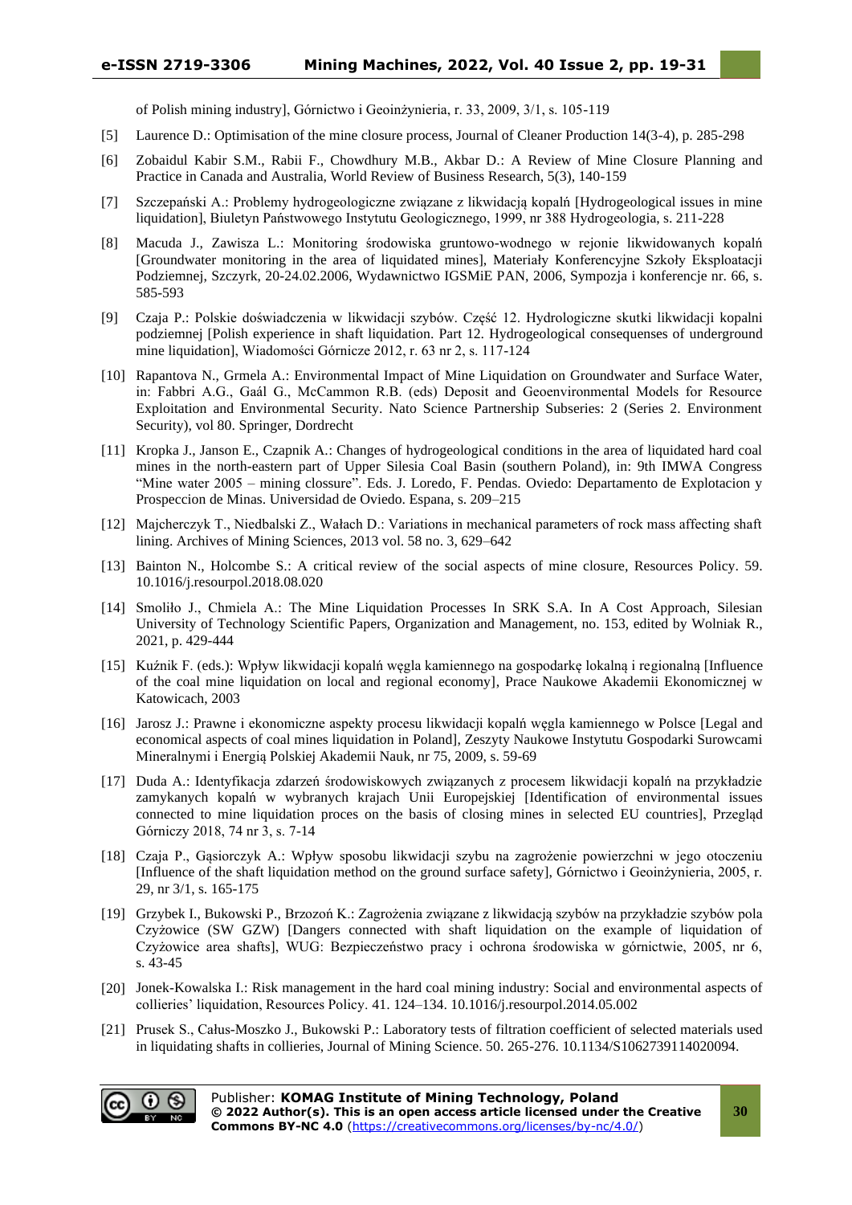of Polish mining industry], Górnictwo i Geoinżynieria, r. 33, 2009, 3/1, s. 105-119

[5] Laurence D.: Optimisation of the mine closure process, Journal of Cleaner Production 14(3-4), p. 285-298

[6] Zobaidul Kabir S.M., Rabii F., Chowdhury M.B., Akbar D.: A Review of Mine Closure Planning and Practice in Canada and Australia, World Review of Business Research, 5(3), 140-159

[7] Szczepański A.: Problemy hydrogeologiczne związane z likwidacją kopalń [Hydrogeological issues in mine liquidation], Biuletyn Państwowego Instytutu Geologicznego, 1999, nr 388 Hydrogeologia, s. 211-228

[8] Macuda J., Zawisza L.: Monitoring środowiska gruntowo-wodnego w rejonie likwidowanych kopalń [Groundwater monitoring in the area of liquidated mines], Materiały Konferencyjne Szkoły Eksploatacji Podziemnej, Szczyrk, 20-24.02.2006, Wydawnictwo IGSMiE PAN, 2006, Sympozja i konferencje nr. 66, s. 585-593

[9] Czaja P.: Polskie doświadczenia w likwidacji szybów. Część 12. Hydrologiczne skutki likwidacji kopalni podziemnej [Polish experience in shaft liquidation. Part 12. Hydrogeological consequenses of underground mine liquidation], Wiadomości Górnicze 2012, r. 63 nr 2, s. 117-124

[10] Rapantova N., Grmela A.: Environmental Impact of Mine Liquidation on Groundwater and Surface Water, in: Fabbri A.G., Gaál G., McCammon R.B. (eds) Deposit and Geoenvironmental Models for Resource Exploitation and Environmental Security. Nato Science Partnership Subseries: 2 (Series 2. Environment Security), vol 80. Springer, Dordrecht

[11] Kropka J., Janson E., Czapnik A.: Changes of hydrogeological conditions in the area of liquidated hard coal mines in the north-eastern part of Upper Silesia Coal Basin (southern Poland), in: 9th IMWA Congress "Mine water 2005 – mining clossure". Eds. J. Loredo, F. Pendas. Oviedo: Departamento de Explotacion y Prospeccion de Minas. Universidad de Oviedo. Espana, s. 209–215

[12] Majcherczyk T., Niedbalski Z., Wałach D.: Variations in mechanical parameters of rock mass affecting shaft lining. Archives of Mining Sciences, 2013 vol. 58 no. 3, 629–642

[13] Bainton N., Holcombe S.: A critical review of the social aspects of mine closure, Resources Policy. 59. 10.1016/j.resourpol.2018.08.020

[14] Smoliło J., Chmiela A.: The Mine Liquidation Processes In SRK S.A. In A Cost Approach, Silesian University of Technology Scientific Papers, Organization and Management, no. 153, edited by Wolniak R., 2021, p. 429-444

[15] Kuźnik F. (eds.): Wpływ likwidacji kopalń węgla kamiennego na gospodarkę lokalną i regionalną [Influence of the coal mine liquidation on local and regional economy], Prace Naukowe Akademii Ekonomicznej w Katowicach, 2003

[16] Jarosz J.: Prawne i ekonomiczne aspekty procesu likwidacji kopalń węgla kamiennego w Polsce [Legal and economical aspects of coal mines liquidation in Poland], Zeszyty Naukowe Instytutu Gospodarki Surowcami Mineralnymi i Energią Polskiej Akademii Nauk, nr 75, 2009, s. 59-69

[17] Duda A.: Identyfikacja zdarzeń środowiskowych związanych z procesem likwidacji kopalń na przykładzie zamykanych kopalń w wybranych krajach Unii Europejskiej [Identification of environmental issues connected to mine liquidation proces on the basis of closing mines in selected EU countries], Przegląd Górniczy 2018, 74 nr 3, s. 7-14

[18] Czaja P., Gąsiorczyk A.: Wpływ sposobu likwidacji szybu na zagrożenie powierzchni w jego otoczeniu [Influence of the shaft liquidation method on the ground surface safety], Górnictwo i Geoinżynieria, 2005, r. 29, nr 3/1, s. 165-175

[19] Grzybek I., Bukowski P., Brzozoń K.: Zagrożenia związane z likwidacją szybów na przykładzie szybów pola Czyżowice (SW GZW) [Dangers connected with shaft liquidation on the example of liquidation of Czyżowice area shafts], WUG: Bezpieczeństwo pracy i ochrona środowiska w górnictwie, 2005, nr 6, s. 43-45

[20] Jonek-Kowalska I.: Risk management in the hard coal mining industry: Social and environmental aspects of collieries' liquidation, Resources Policy. 41. 124–134. 10.1016/j.resourpol.2014.05.002

[21] Prusek S., Całus-Moszko J., Bukowski P.: Laboratory tests of filtration coefficient of selected materials used in liquidating shafts in collieries, Journal of Mining Science. 50. 265-276. 10.1134/S1062739114020094.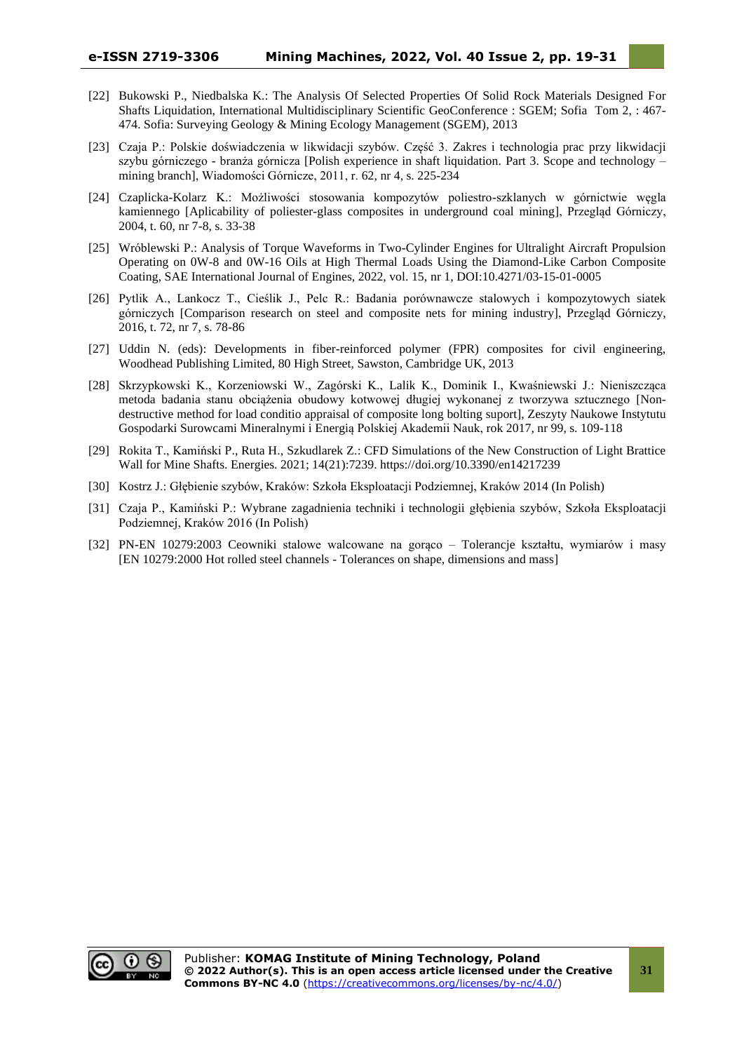[22] Bukowski P., Niedbalska K.: The Analysis Of Selected Properties Of Solid Rock Materials Designed For Shafts Liquidation, International Multidisciplinary Scientific GeoConference : SGEM; Sofia Tom 2, : 467-474. Sofia: Surveying Geology & Mining Ecology Management (SGEM), 2013

[23] Czaja P.: Polskie doświadczenia w likwidacji szybów. Część 3. Zakres i technologia prac przy likwidacji szybu górniczego - branża górnicza [Polish experience in shaft liquidation. Part 3. Scope and technology – mining branch], Wiadomości Górnicze, 2011, r. 62, nr 4, s. 225-234

[24] Czaplicka-Kolarz K.: Możliwości stosowania kompozytów poliestro-szklanych w górnictwie węgla kamiennego [Aplicability of poliester-glass composites in underground coal mining], Przegląd Górniczy, 2004, t. 60, nr 7-8, s. 33-38

[25] Wróblewski P.: Analysis of Torque Waveforms in Two-Cylinder Engines for Ultralight Aircraft Propulsion Operating on 0W-8 and 0W-16 Oils at High Thermal Loads Using the Diamond-Like Carbon Composite Coating, SAE International Journal of Engines, 2022, vol. 15, nr 1, DOI:10.4271/03-15-01-0005

[26] Pytlik A., Lankocz T., Cieślik J., Pelc R.: Badania porównawcze stalowych i kompozytowych siatek górniczych [Comparison research on steel and composite nets for mining industry], Przegląd Górniczy, 2016, t. 72, nr 7, s. 78-86

[27] Uddin N. (eds): Developments in fiber-reinforced polymer (FPR) composites for civil engineering, Woodhead Publishing Limited, 80 High Street, Sawston, Cambridge UK, 2013

[28] Skrzypkowski K., Korzeniowski W., Zagórski K., Lalik K., Dominik I., Kwaśniewski J.: Nieniszcząca metoda badania stanu obciążenia obudowy kotwowej długiej wykonanej z tworzywa sztucznego [Non-destructive method for load conditio appraisal of composite long bolting suport], Zeszyty Naukowe Instytutu Gospodarki Surowcami Mineralnymi i Energią Polskiej Akademii Nauk, rok 2017, nr 99, s. 109-118

[29] Rokita T., Kamiński P., Ruta H., Szkudlarek Z.: CFD Simulations of the New Construction of Light Brattice Wall for Mine Shafts. Energies. 2021; 14(21):7239. https://doi.org/10.3390/en14217239

[30] Kostrz J.: Głębienie szybów, Kraków: Szkoła Eksploatacji Podziemnej, Kraków 2014 (In Polish)

[31] Czaja P., Kamiński P.: Wybrane zagadnienia techniki i technologii głębienia szybów, Szkoła Eksploatacji Podziemnej, Kraków 2016 (In Polish)

[32] PN-EN 10279:2003 Ceowniki stalowe walcowane na gorąco – Tolerancje kształtu, wymiarów i masy [EN 10279:2000 Hot rolled steel channels - Tolerances on shape, dimensions and mass]